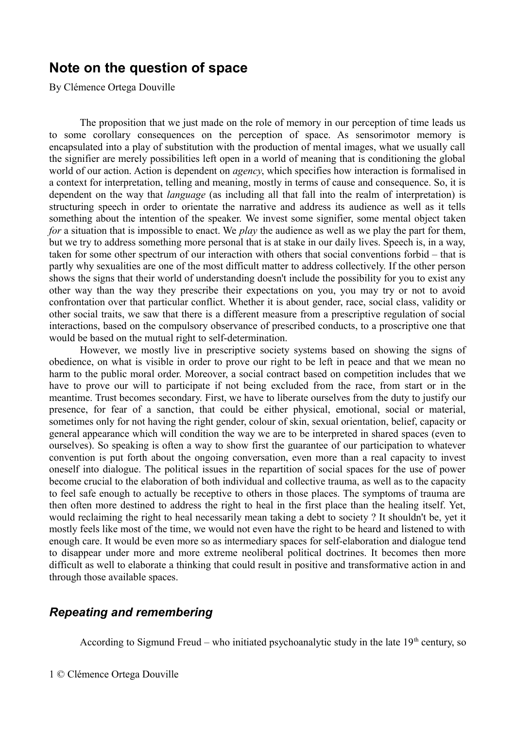# Note on the question of space

By Clémence Ortega Douville

The proposition that we just made on the role of memory in our perception of time leads us to some corollary consequences on the perception of space. As sensorimotor memory is encapsulated into a play of substitution with the production of mental images, what we usually call the signifier are merely possibilities left open in a world of meaning that is conditioning the global world of our action. Action is dependent on *agency*, which specifies how interaction is formalised in a context for interpretation, telling and meaning, mostly in terms of cause and consequence. So, it is dependent on the way that *language* (as including all that fall into the realm of interpretation) is structuring speech in order to orientate the narrative and address its audience as well as it tells something about the intention of the speaker. We invest some signifier, some mental object taken *for* a situation that is impossible to enact. We *play* the audience as well as we play the part for them, but we try to address something more personal that is at stake in our daily lives. Speech is, in a way, taken for some other spectrum of our interaction with others that social conventions forbid – that is partly why sexualities are one of the most difficult matter to address collectively. If the other person shows the signs that their world of understanding doesn't include the possibility for you to exist any other way than the way they prescribe their expectations on you, you may try or not to avoid confrontation over that particular conflict. Whether it is about gender, race, social class, validity or other social traits, we saw that there is a different measure from a prescriptive regulation of social interactions, based on the compulsory observance of prescribed conducts, to a proscriptive one that would be based on the mutual right to self-determination.

However, we mostly live in prescriptive society systems based on showing the signs of obedience, on what is visible in order to prove our right to be left in peace and that we mean no harm to the public moral order. Moreover, a social contract based on competition includes that we have to prove our will to participate if not being excluded from the race, from start or in the meantime. Trust becomes secondary. First, we have to liberate ourselves from the duty to justify our presence, for fear of a sanction, that could be either physical, emotional, social or material, sometimes only for not having the right gender, colour of skin, sexual orientation, belief, capacity or general appearance which will condition the way we are to be interpreted in shared spaces (even to ourselves). So speaking is often a way to show first the guarantee of our participation to whatever convention is put forth about the ongoing conversation, even more than a real capacity to invest oneself into dialogue. The political issues in the repartition of social spaces for the use of power become crucial to the elaboration of both individual and collective trauma, as well as to the capacity to feel safe enough to actually be receptive to others in those places. The symptoms of trauma are then often more destined to address the right to heal in the first place than the healing itself. Yet, would reclaiming the right to heal necessarily mean taking a debt to society ? It shouldn't be, yet it mostly feels like most of the time, we would not even have the right to be heard and listened to with enough care. It would be even more so as intermediary spaces for self-elaboration and dialogue tend to disappear under more and more extreme neoliberal political doctrines. It becomes then more difficult as well to elaborate a thinking that could result in positive and transformative action in and through those available spaces.

## *Repeating and remembering*

According to Sigmund Freud – who initiated psychoanalytic study in the late 19th century, so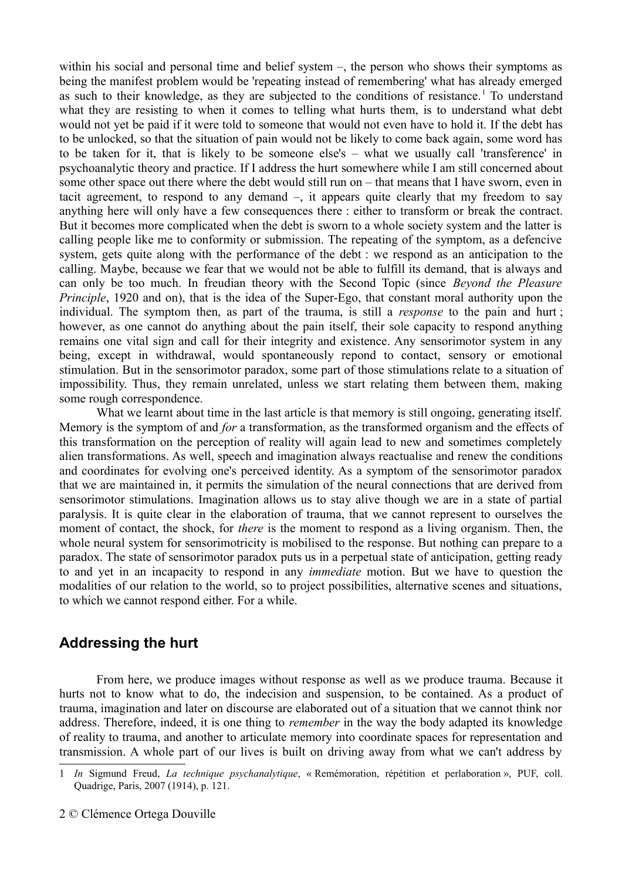within his social and personal time and belief system –, the person who shows their symptoms as being the manifest problem would be 'repeating instead of remembering' what has already emerged as such to their knowledge, as they are subjected to the conditions of resistance.[1] To understand what they are resisting to when it comes to telling what hurts them, is to understand what debt would not yet be paid if it were told to someone that would not even have to hold it. If the debt has to be unlocked, so that the situation of pain would not be likely to come back again, some word has to be taken for it, that is likely to be someone else's – what we usually call 'transference' in psychoanalytic theory and practice. If I address the hurt somewhere while I am still concerned about some other space out there where the debt would still run on – that means that I have sworn, even in tacit agreement, to respond to any demand –, it appears quite clearly that my freedom to say anything here will only have a few consequences there : either to transform or break the contract. But it becomes more complicated when the debt is sworn to a whole society system and the latter is calling people like me to conformity or submission. The repeating of the symptom, as a defencive system, gets quite along with the performance of the debt : we respond as an anticipation to the calling. Maybe, because we fear that we would not be able to fulfill its demand, that is always and can only be too much. In freudian theory with the Second Topic (since *Beyond the Pleasure Principle*, 1920 and on), that is the idea of the Super-Ego, that constant moral authority upon the individual. The symptom then, as part of the trauma, is still a *response* to the pain and hurt ; however, as one cannot do anything about the pain itself, their sole capacity to respond anything remains one vital sign and call for their integrity and existence. Any sensorimotor system in any being, except in withdrawal, would spontaneously repond to contact, sensory or emotional stimulation. But in the sensorimotor paradox, some part of those stimulations relate to a situation of impossibility. Thus, they remain unrelated, unless we start relating them between them, making some rough correspondence.

What we learnt about time in the last article is that memory is still ongoing, generating itself. Memory is the symptom of and *for* a transformation, as the transformed organism and the effects of this transformation on the perception of reality will again lead to new and sometimes completely alien transformations. As well, speech and imagination always reactualise and renew the conditions and coordinates for evolving one's perceived identity. As a symptom of the sensorimotor paradox that we are maintained in, it permits the simulation of the neural connections that are derived from sensorimotor stimulations. Imagination allows us to stay alive though we are in a state of partial paralysis. It is quite clear in the elaboration of trauma, that we cannot represent to ourselves the moment of contact, the shock, for *there* is the moment to respond as a living organism. Then, the whole neural system for sensorimotricity is mobilised to the response. But nothing can prepare to a paradox. The state of sensorimotor paradox puts us in a perpetual state of anticipation, getting ready to and yet in an incapacity to respond in any *immediate* motion. But we have to question the modalities of our relation to the world, so to project possibilities, alternative scenes and situations, to which we cannot respond either. For a while.

## Addressing the hurt

From here, we produce images without response as well as we produce trauma. Because it hurts not to know what to do, the indecision and suspension, to be contained. As a product of trauma, imagination and later on discourse are elaborated out of a situation that we cannot think nor address. Therefore, indeed, it is one thing to *remember* in the way the body adapted its knowledge of reality to trauma, and another to articulate memory into coordinate spaces for representation and transmission. A whole part of our lives is built on driving away from what we can't address by

[1] *In* Sigmund Freud, *La technique psychanalytique*, « Remémoration, répétition et perlaboration », PUF, coll. Quadrige, Paris, 2007 (1914), p. 121.

© Clémence Ortega Douville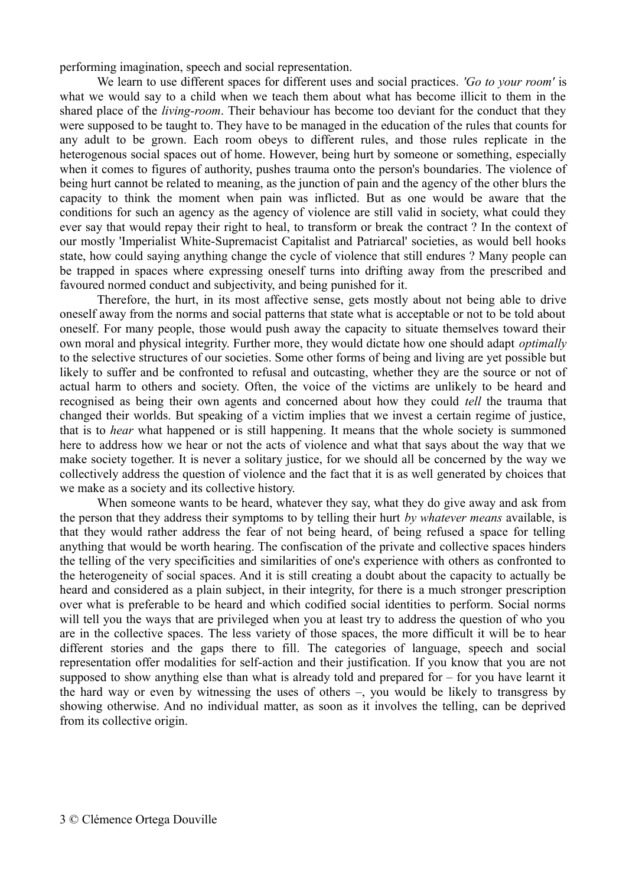performing imagination, speech and social representation.

We learn to use different spaces for different uses and social practices. *'Go to your room'* is what we would say to a child when we teach them about what has become illicit to them in the shared place of the *living-room*. Their behaviour has become too deviant for the conduct that they were supposed to be taught to. They have to be managed in the education of the rules that counts for any adult to be grown. Each room obeys to different rules, and those rules replicate in the heterogenous social spaces out of home. However, being hurt by someone or something, especially when it comes to figures of authority, pushes trauma onto the person's boundaries. The violence of being hurt cannot be related to meaning, as the junction of pain and the agency of the other blurs the capacity to think the moment when pain was inflicted. But as one would be aware that the conditions for such an agency as the agency of violence are still valid in society, what could they ever say that would repay their right to heal, to transform or break the contract ? In the context of our mostly 'Imperialist White-Supremacist Capitalist and Patriarcal' societies, as would bell hooks state, how could saying anything change the cycle of violence that still endures ? Many people can be trapped in spaces where expressing oneself turns into drifting away from the prescribed and favoured normed conduct and subjectivity, and being punished for it.

Therefore, the hurt, in its most affective sense, gets mostly about not being able to drive oneself away from the norms and social patterns that state what is acceptable or not to be told about oneself. For many people, those would push away the capacity to situate themselves toward their own moral and physical integrity. Further more, they would dictate how one should adapt *optimally* to the selective structures of our societies. Some other forms of being and living are yet possible but likely to suffer and be confronted to refusal and outcasting, whether they are the source or not of actual harm to others and society. Often, the voice of the victims are unlikely to be heard and recognised as being their own agents and concerned about how they could *tell* the trauma that changed their worlds. But speaking of a victim implies that we invest a certain regime of justice, that is to *hear* what happened or is still happening. It means that the whole society is summoned here to address how we hear or not the acts of violence and what that says about the way that we make society together. It is never a solitary justice, for we should all be concerned by the way we collectively address the question of violence and the fact that it is as well generated by choices that we make as a society and its collective history.

When someone wants to be heard, whatever they say, what they do give away and ask from the person that they address their symptoms to by telling their hurt *by whatever means* available, is that they would rather address the fear of not being heard, of being refused a space for telling anything that would be worth hearing. The confiscation of the private and collective spaces hinders the telling of the very specificities and similarities of one's experience with others as confronted to the heterogeneity of social spaces. And it is still creating a doubt about the capacity to actually be heard and considered as a plain subject, in their integrity, for there is a much stronger prescription over what is preferable to be heard and which codified social identities to perform. Social norms will tell you the ways that are privileged when you at least try to address the question of who you are in the collective spaces. The less variety of those spaces, the more difficult it will be to hear different stories and the gaps there to fill. The categories of language, speech and social representation offer modalities for self-action and their justification. If you know that you are not supposed to show anything else than what is already told and prepared for – for you have learnt it the hard way or even by witnessing the uses of others –, you would be likely to transgress by showing otherwise. And no individual matter, as soon as it involves the telling, can be deprived from its collective origin.

© Clémence Ortega Douville